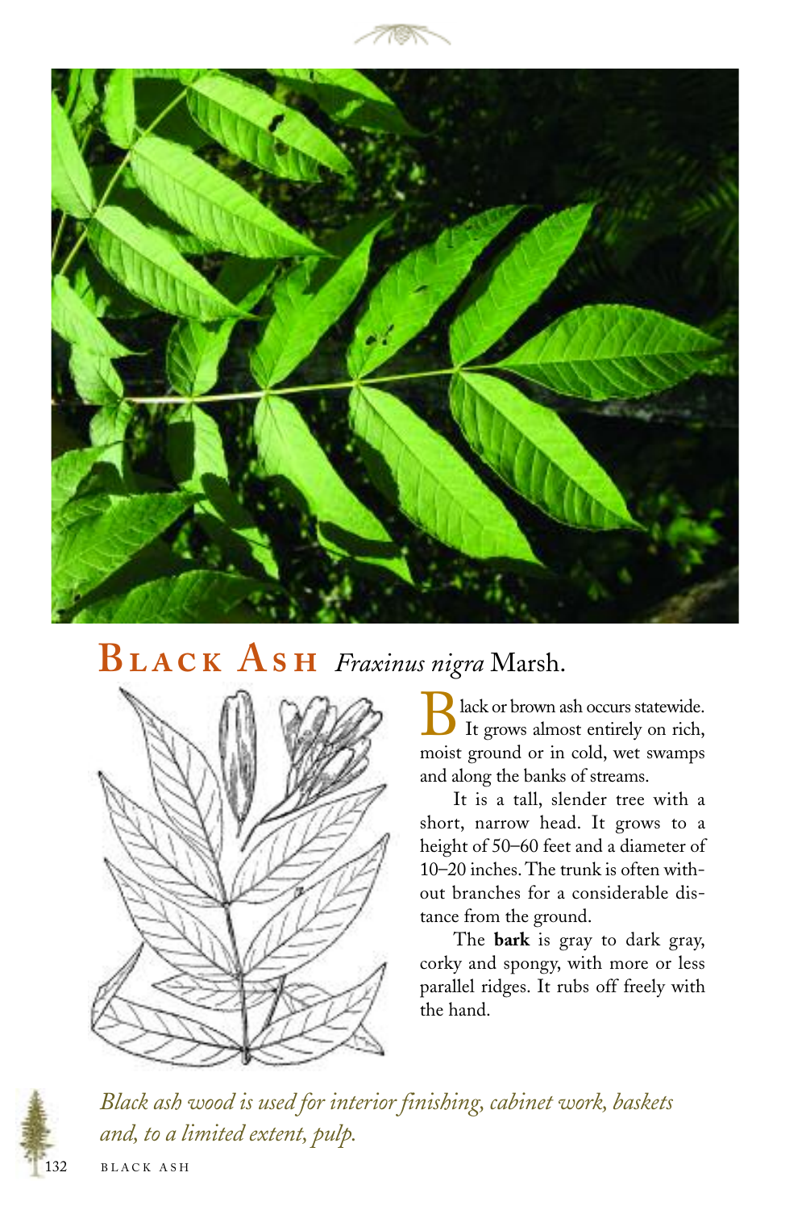# Black Ash *Fraxinus nigra* Marsh.

Black or brown ash occurs statewide. It grows almost entirely on rich, moist ground or in cold, wet swamps and along the banks of streams.

It is a tall, slender tree with a short, narrow head. It grows to a height of 50–60 feet and a diameter of 10–20 inches. The trunk is often without branches for a considerable distance from the ground.

The **bark** is gray to dark gray, corky and spongy, with more or less parallel ridges. It rubs off freely with the hand.

*Black ash wood is used for interior finishing, cabinet work, baskets and, to a limited extent, pulp.*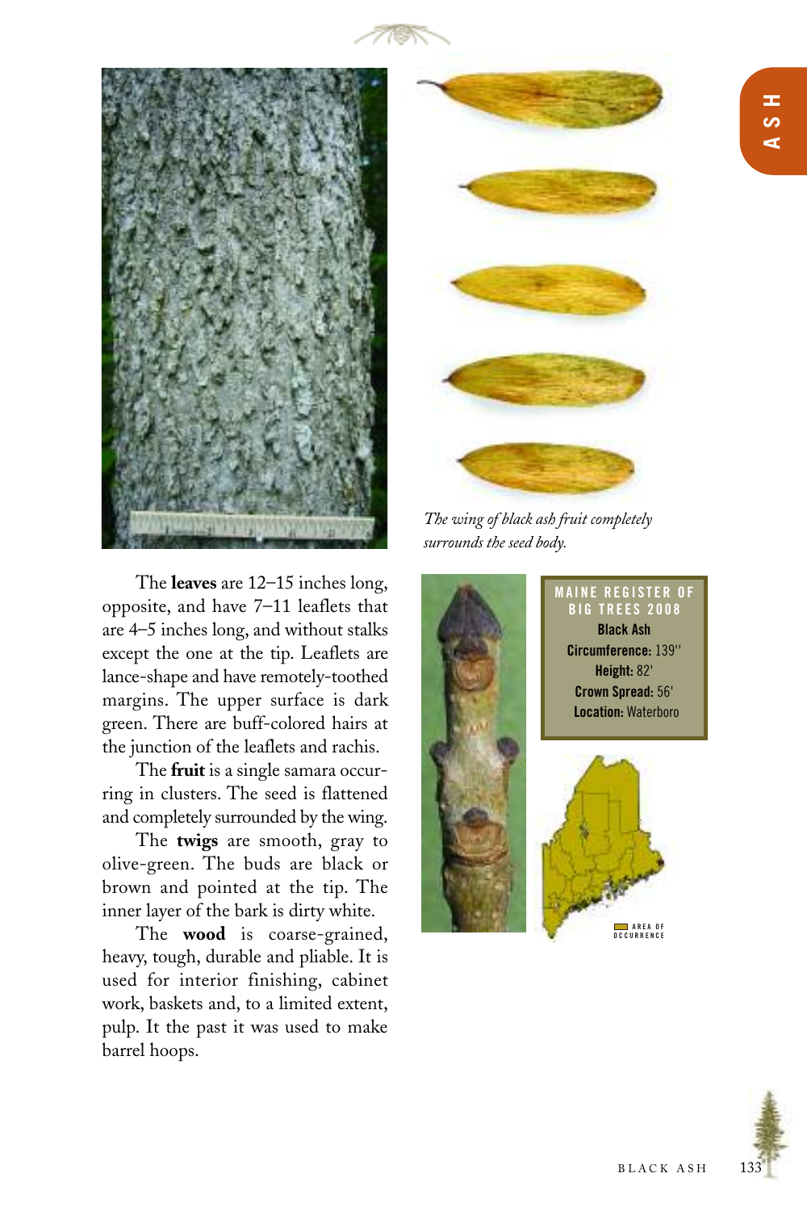The **leaves** are 12–15 inches long, opposite, and have 7–11 leaflets that are 4–5 inches long, and without stalks except the one at the tip. Leaflets are lance-shape and have remotely-toothed margins. The upper surface is dark green. There are buff-colored hairs at the junction of the leaflets and rachis.

The **fruit** is a single samara occurring in clusters. The seed is flattened and completely surrounded by the wing.

The **twigs** are smooth, gray to olive-green. The buds are black or brown and pointed at the tip. The inner layer of the bark is dirty white.

The **wood** is coarse-grained, heavy, tough, durable and pliable. It is used for interior finishing, cabinet work, baskets and, to a limited extent, pulp. It the past it was used to make barrel hoops.

*The wing of black ash fruit completely surrounds the seed body.*

**MAINE REGISTER OF BIG TREES 2008**

**Black Ash**

**Circumference:** 139''

**Height:** 82'

**Crown Spread:** 56'

**Location:** Waterboro

AREA OF OCCURRENCE